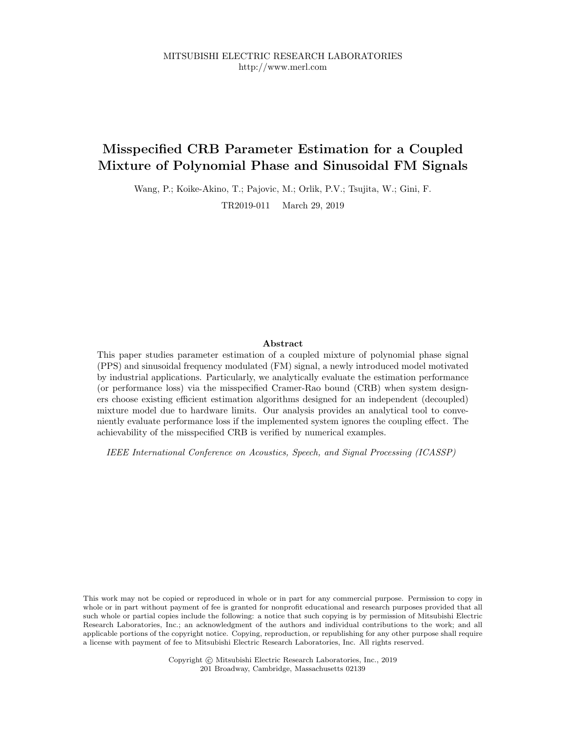MITSUBISHI ELECTRIC RESEARCH LABORATORIES
http://www.merl.com

# Misspecified CRB Parameter Estimation for a Coupled Mixture of Polynomial Phase and Sinusoidal FM Signals

Wang, P.; Koike-Akino, T.; Pajovic, M.; Orlik, P.V.; Tsujita, W.; Gini, F.

TR2019-011 March 29, 2019

### Abstract

This paper studies parameter estimation of a coupled mixture of polynomial phase signal (PPS) and sinusoidal frequency modulated (FM) signal, a newly introduced model motivated by industrial applications. Particularly, we analytically evaluate the estimation performance (or performance loss) via the misspecified Cramer-Rao bound (CRB) when system designers choose existing efficient estimation algorithms designed for an independent (decoupled) mixture model due to hardware limits. Our analysis provides an analytical tool to conveniently evaluate performance loss if the implemented system ignores the coupling effect. The achievability of the misspecified CRB is verified by numerical examples.

*IEEE International Conference on Acoustics, Speech, and Signal Processing (ICASSP)*

This work may not be copied or reproduced in whole or in part for any commercial purpose. Permission to copy in whole or in part without payment of fee is granted for nonprofit educational and research purposes provided that all such whole or partial copies include the following: a notice that such copying is by permission of Mitsubishi Electric Research Laboratories, Inc.; an acknowledgment of the authors and individual contributions to the work; and all applicable portions of the copyright notice. Copying, reproduction, or republishing for any other purpose shall require a license with payment of fee to Mitsubishi Electric Research Laboratories, Inc. All rights reserved.

Copyright © Mitsubishi Electric Research Laboratories, Inc., 2019
201 Broadway, Cambridge, Massachusetts 02139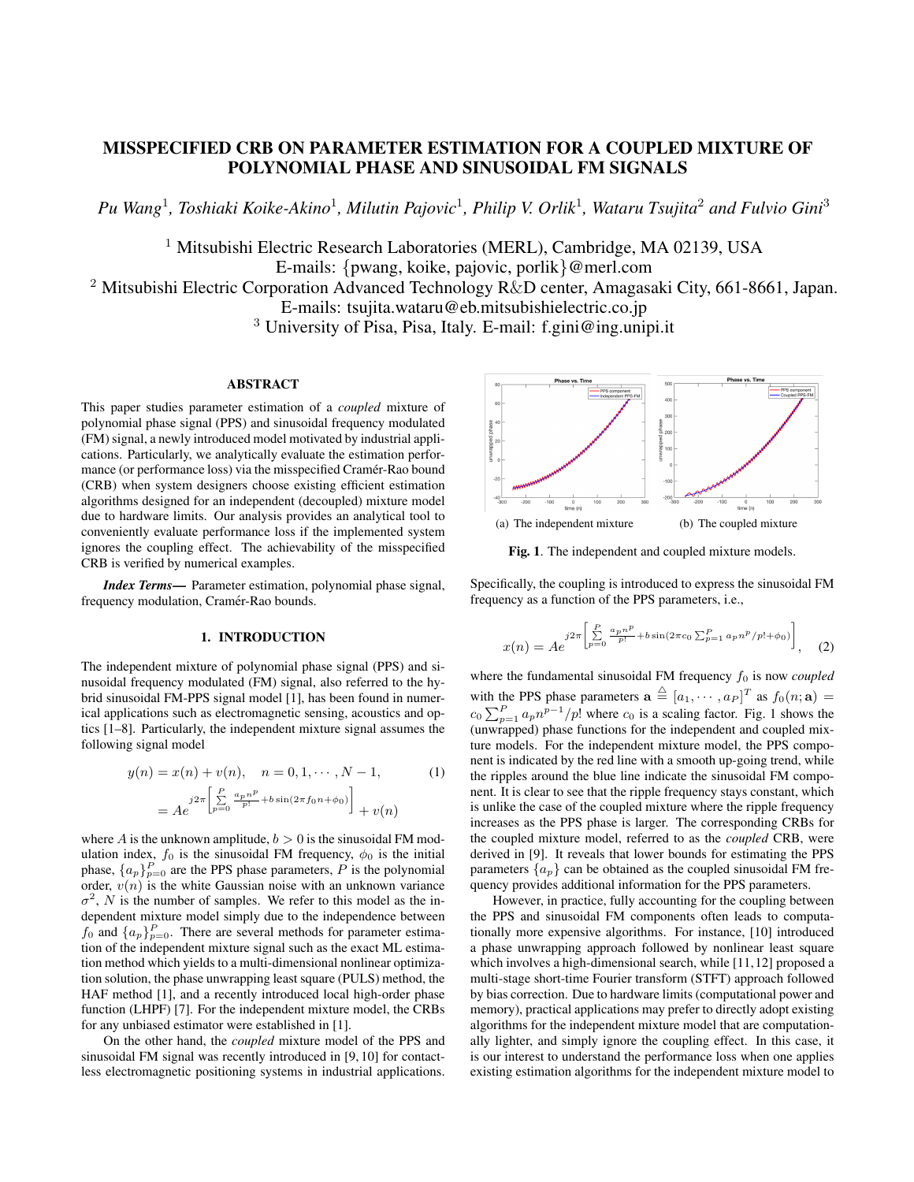# MISSPECIFIED CRB ON PARAMETER ESTIMATION FOR A COUPLED MIXTURE OF POLYNOMIAL PHASE AND SINUSOIDAL FM SIGNALS

*Pu Wang*[1]*, Toshiaki Koike-Akino*[1]*, Milutin Pajovic*[1]*, Philip V. Orlik*[1]*, Wataru Tsujita*[2] *and Fulvio Gini*[3]

[1] Mitsubishi Electric Research Laboratories (MERL), Cambridge, MA 02139, USA
E-mails: {pwang, koike, pajovic, porlik}@merl.com
[2] Mitsubishi Electric Corporation Advanced Technology R&D center, Amagasaki City, 661-8661, Japan.
E-mails: tsujita.wataru@eb.mitsubishielectric.co.jp
[3] University of Pisa, Pisa, Italy. E-mail: f.gini@ing.unipi.it

## ABSTRACT

This paper studies parameter estimation of a *coupled* mixture of polynomial phase signal (PPS) and sinusoidal frequency modulated (FM) signal, a newly introduced model motivated by industrial applications. Particularly, we analytically evaluate the estimation performance (or performance loss) via the misspecified Cramér-Rao bound (CRB) when system designers choose existing efficient estimation algorithms designed for an independent (decoupled) mixture model due to hardware limits. Our analysis provides an analytical tool to conveniently evaluate performance loss if the implemented system ignores the coupling effect. The achievability of the misspecified CRB is verified by numerical examples.

***Index Terms*—** Parameter estimation, polynomial phase signal, frequency modulation, Cramér-Rao bounds.

## 1. INTRODUCTION

The independent mixture of polynomial phase signal (PPS) and sinusoidal frequency modulated (FM) signal, also referred to the hybrid sinusoidal FM-PPS signal model [1], has been found in numerical applications such as electromagnetic sensing, acoustics and optics [1–8]. Particularly, the independent mixture signal assumes the following signal model

$$y(n) = x(n) + v(n), \quad n = 0, 1, \cdots, N-1, \tag{1}$$
$$= Ae^{j2\pi\left[\sum\limits_{p=0}^{P} \frac{a_p n^p}{p!} + b\sin(2\pi f_0 n + \phi_0)\right]} + v(n)$$

where $A$ is the unknown amplitude, $b > 0$ is the sinusoidal FM modulation index, $f_0$ is the sinusoidal FM frequency, $\phi_0$ is the initial phase, $\{a_p\}_{p=0}^{P}$ are the PPS phase parameters, $P$ is the polynomial order, $v(n)$ is the white Gaussian noise with an unknown variance $\sigma^2$, $N$ is the number of samples. We refer to this model as the independent mixture model simply due to the independence between $f_0$ and $\{a_p\}_{p=0}^{P}$. There are several methods for parameter estimation of the independent mixture signal such as the exact ML estimation method which yields to a multi-dimensional nonlinear optimization solution, the phase unwrapping least square (PULS) method, the HAF method [1], and a recently introduced local high-order phase function (LHPF) [7]. For the independent mixture model, the CRBs for any unbiased estimator were established in [1].

On the other hand, the *coupled* mixture model of the PPS and sinusoidal FM signal was recently introduced in [9, 10] for contactless electromagnetic positioning systems in industrial applications.

(a) The independent mixture (b) The coupled mixture

**Fig. 1**. The independent and coupled mixture models.

Specifically, the coupling is introduced to express the sinusoidal FM frequency as a function of the PPS parameters, i.e.,

$$x(n) = Ae^{j2\pi\left[\sum\limits_{p=0}^{P} \frac{a_p n^p}{p!} + b\sin(2\pi c_0 \sum_{p=1}^{P} a_p n^p/p! + \phi_0)\right]}, \tag{2}$$

where the fundamental sinusoidal FM frequency $f_0$ is now *coupled* with the PPS phase parameters $\mathbf{a} \triangleq [a_1, \cdots, a_P]^T$ as $f_0(n; \mathbf{a}) = c_0 \sum_{p=1}^{P} a_p n^{p-1}/p!$ where $c_0$ is a scaling factor. Fig. 1 shows the (unwrapped) phase functions for the independent and coupled mixture models. For the independent mixture model, the PPS component is indicated by the red line with a smooth up-going trend, while the ripples around the blue line indicate the sinusoidal FM component. It is clear to see that the ripple frequency stays constant, which is unlike the case of the coupled mixture where the ripple frequency increases as the PPS phase is larger. The corresponding CRBs for the coupled mixture model, referred to as the *coupled* CRB, were derived in [9]. It reveals that lower bounds for estimating the PPS parameters $\{a_p\}$ can be obtained as the coupled sinusoidal FM frequency provides additional information for the PPS parameters.

However, in practice, fully accounting for the coupling between the PPS and sinusoidal FM components often leads to computationally more expensive algorithms. For instance, [10] introduced a phase unwrapping approach followed by nonlinear least square which involves a high-dimensional search, while [11, 12] proposed a multi-stage short-time Fourier transform (STFT) approach followed by bias correction. Due to hardware limits (computational power and memory), practical applications may prefer to directly adopt existing algorithms for the independent mixture model that are computationally lighter, and simply ignore the coupling effect. In this case, it is our interest to understand the performance loss when one applies existing estimation algorithms for the independent mixture model to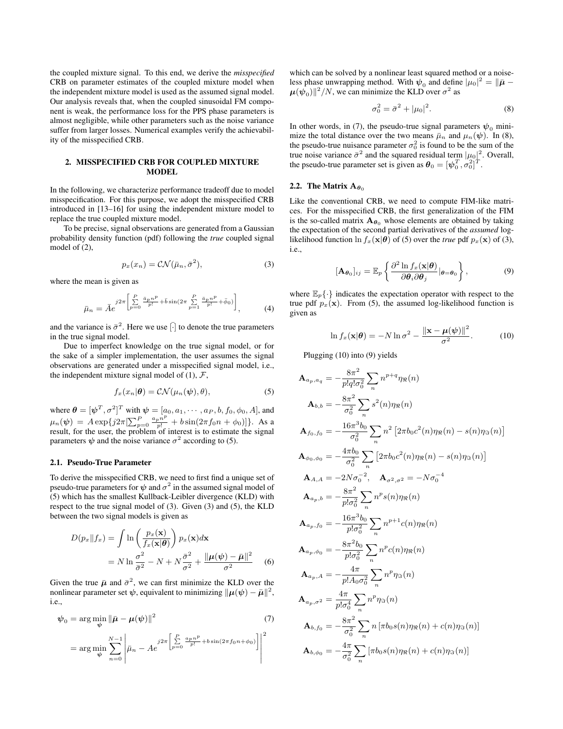the coupled mixture signal. To this end, we derive the *misspecified* CRB on parameter estimates of the coupled mixture model when the independent mixture model is used as the assumed signal model. Our analysis reveals that, when the coupled sinusoidal FM component is weak, the performance loss for the PPS phase parameters is almost negligible, while other parameters such as the noise variance suffer from larger losses. Numerical examples verify the achievability of the misspecified CRB.

## 2. MISSPECIFIED CRB FOR COUPLED MIXTURE MODEL

In the following, we characterize performance tradeoff due to model misspecification. For this purpose, we adopt the misspecified CRB introduced in [13–16] for using the independent mixture model to replace the true coupled mixture model.

To be precise, signal observations are generated from a Gaussian probability density function (pdf) following the *true* coupled signal model of (2),

$$p_x(x_n) = \mathcal{CN}(\bar{\mu}_n, \bar{\sigma}^2), \tag{3}$$

where the mean is given as

$$\bar{\mu}_n = \bar{A} e^{j2\pi\left[\sum_{p=0}^{P} \frac{\bar{a}_p n^p}{p!} + \bar{b}\sin(2\pi \sum_{p=1}^{P} \frac{\bar{a}_p n^p}{p!} + \bar{\phi}_0)\right]}, \tag{4}$$

and the variance is $\bar{\sigma}^2$. Here we use $\bar{[\cdot]}$ to denote the true parameters in the true signal model.

Due to imperfect knowledge on the true signal model, or for the sake of a simpler implementation, the user assumes the signal observations are generated under a misspecified signal model, i.e., the independent mixture signal model of (1), $\mathcal{F}$,

$$f_x(x_n|\boldsymbol{\theta}) = \mathcal{CN}(\mu_n(\boldsymbol{\psi}), \theta), \tag{5}$$

where $\boldsymbol{\theta} = [\boldsymbol{\psi}^T, \sigma^2]^T$ with $\boldsymbol{\psi} = [a_0, a_1, \cdots, a_P, b, f_0, \phi_0, A]$, and $\mu_n(\boldsymbol{\psi}) = A\exp\{j2\pi[\sum_{p=0}^{P} \frac{a_p n^p}{p!} + b\sin(2\pi f_0 n + \phi_0)]\}$. As a result, for the user, the problem of interest is to estimate the signal parameters $\boldsymbol{\psi}$ and the noise variance $\sigma^2$ according to (5).

### 2.1. Pseudo-True Parameter

To derive the misspecified CRB, we need to first find a unique set of pseudo-true parameters for $\boldsymbol{\psi}$ and $\sigma^2$ in the assumed signal model of (5) which has the smallest Kullback-Leibler divergence (KLD) with respect to the true signal model of (3). Given (3) and (5), the KLD between the two signal models is given as

$$\begin{aligned} D(p_x \| f_x) &= \int \ln\left(\frac{p_x(\mathbf{x})}{f_x(\mathbf{x}|\boldsymbol{\theta})}\right) p_x(\mathbf{x}) d\mathbf{x} \\ &= N\ln\frac{\sigma^2}{\bar{\sigma}^2} - N + N\frac{\bar{\sigma}^2}{\sigma^2} + \frac{\|\boldsymbol{\mu}(\boldsymbol{\psi}) - \bar{\boldsymbol{\mu}}\|^2}{\sigma^2} \end{aligned} \tag{6}$$

Given the true $\bar{\boldsymbol{\mu}}$ and $\bar{\sigma}^2$, we can first minimize the KLD over the nonlinear parameter set $\boldsymbol{\psi}$, equivalent to minimizing $\|\boldsymbol{\mu}(\boldsymbol{\psi}) - \bar{\boldsymbol{\mu}}\|^2$, i.e.,

$$\begin{aligned} \boldsymbol{\psi}_0 &= \arg\min_{\boldsymbol{\psi}} \|\bar{\boldsymbol{\mu}} - \boldsymbol{\mu}(\boldsymbol{\psi})\|^2 \\ &= \arg\min_{\boldsymbol{\psi}} \sum_{n=0}^{N-1} \left| \bar{\mu}_n - A e^{j2\pi\left[\sum_{p=0}^{P} \frac{a_p n^p}{p!} + b\sin(2\pi f_0 n + \phi_0)\right]} \right|^2 \end{aligned} \tag{7}$$

which can be solved by a nonlinear least squared method or a noiseless phase unwrapping method. With $\boldsymbol{\psi}_0$ and define $|\mu_0|^2 = \|\bar{\boldsymbol{\mu}} - \boldsymbol{\mu}(\boldsymbol{\psi}_0)\|^2/N$, we can minimize the KLD over $\sigma^2$ as

$$\sigma_0^2 = \bar{\sigma}^2 + |\mu_0|^2. \tag{8}$$

In other words, in (7), the pseudo-true signal parameters $\boldsymbol{\psi}_0$ minimize the total distance over the two means $\bar{\mu}_n$ and $\mu_n(\boldsymbol{\psi})$. In (8), the pseudo-true nuisance parameter $\sigma_0^2$ is found to be the sum of the true noise variance $\bar{\sigma}^2$ and the squared residual term $|\mu_0|^2$. Overall, the pseudo-true parameter set is given as $\boldsymbol{\theta}_0 = [\boldsymbol{\psi}_0^T, \sigma_0^2]^T$.

### 2.2. The Matrix $\mathbf{A}_{\boldsymbol{\theta}_0}$

Like the conventional CRB, we need to compute FIM-like matrices. For the misspecified CRB, the first generalization of the FIM is the so-called matrix $\mathbf{A}_{\boldsymbol{\theta}_0}$ whose elements are obtained by taking the expectation of the second partial derivatives of the *assumed* log-likelihood function $\ln f_x(\mathbf{x}|\boldsymbol{\theta})$ of (5) over the *true* pdf $p_x(\mathbf{x})$ of (3), i.e.,

$$[\mathbf{A}_{\boldsymbol{\theta}_0}]_{ij} = \mathbb{E}_p\left\{\frac{\partial^2 \ln f_x(\mathbf{x}|\boldsymbol{\theta})}{\partial\boldsymbol{\theta}_i \partial\boldsymbol{\theta}_j}\Big|_{\boldsymbol{\theta}=\boldsymbol{\theta}_0}\right\}, \tag{9}$$

where $\mathbb{E}_p\{\cdot\}$ indicates the expectation operator with respect to the true pdf $p_x(\mathbf{x})$. From (5), the assumed log-likelihood function is given as

$$\ln f_x(\mathbf{x}|\boldsymbol{\theta}) = -N\ln\sigma^2 - \frac{\|\mathbf{x} - \boldsymbol{\mu}(\boldsymbol{\psi})\|^2}{\sigma^2}. \tag{10}$$

Plugging (10) into (9) yields

$$\begin{aligned}
\mathbf{A}_{a_p,a_q} &= -\frac{8\pi^2}{p!q!\sigma_0^2}\sum_n n^{p+q}\eta_{\Re}(n) \\
\mathbf{A}_{b,b} &= -\frac{8\pi^2}{\sigma_0^2}\sum_n s^2(n)\eta_{\Re}(n) \\
\mathbf{A}_{f_0,f_0} &= -\frac{16\pi^3 b_0}{\sigma_0^2}\sum_n n^2\left[2\pi b_0 c^2(n)\eta_{\Re}(n) - s(n)\eta_{\Im}(n)\right] \\
\mathbf{A}_{\phi_0,\phi_0} &= -\frac{4\pi b_0}{\sigma_0^2}\sum_n \left[2\pi b_0 c^2(n)\eta_{\Re}(n) - s(n)\eta_{\Im}(n)\right] \\
\mathbf{A}_{A,A} &= -2N\sigma_0^{-2}, \quad \mathbf{A}_{\sigma^2,\sigma^2} = -N\sigma_0^{-4} \\
\mathbf{A}_{a_p,b} &= -\frac{8\pi^2}{p!\sigma_0^2}\sum_n n^p s(n)\eta_{\Re}(n) \\
\mathbf{A}_{a_p,f_0} &= -\frac{16\pi^3 b_0}{p!\sigma_0^2}\sum_n n^{p+1}c(n)\eta_{\Re}(n) \\
\mathbf{A}_{a_p,\phi_0} &= -\frac{8\pi^2 b_0}{p!\sigma_0^2}\sum_n n^p c(n)\eta_{\Re}(n) \\
\mathbf{A}_{a_p,A} &= -\frac{4\pi}{p!A_0\sigma_0^2}\sum_n n^p\eta_{\Im}(n) \\
\mathbf{A}_{a_p,\sigma^2} &= \frac{4\pi}{p!\sigma_0^4}\sum_n n^p\eta_{\Im}(n) \\
\mathbf{A}_{b,f_0} &= -\frac{8\pi^2}{\sigma_0^2}\sum_n n\left[\pi b_0 s(n)\eta_{\Re}(n) + c(n)\eta_{\Im}(n)\right] \\
\mathbf{A}_{b,\phi_0} &= -\frac{4\pi}{\sigma_0^2}\sum_n \left[\pi b_0 s(n)\eta_{\Re}(n) + c(n)\eta_{\Im}(n)\right]
\end{aligned}$$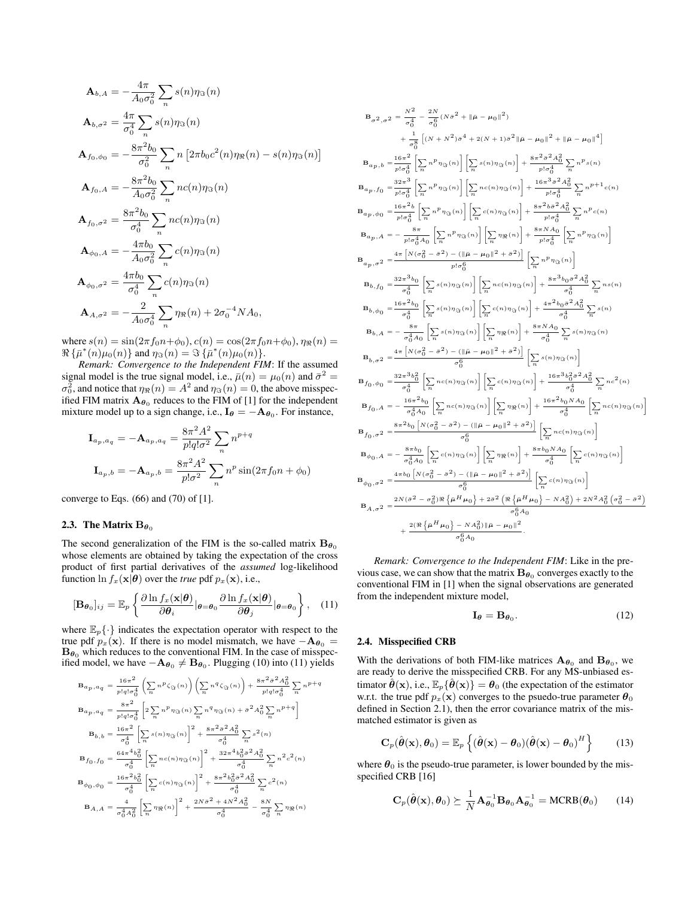$$\mathbf{A}_{b,A} = -\frac{4\pi}{A_0\sigma_0^2}\sum_n s(n)\eta_{\Im}(n)$$

$$\mathbf{A}_{b,\sigma^2} = \frac{4\pi}{\sigma_0^4}\sum_n s(n)\eta_{\Im}(n)$$

$$\mathbf{A}_{f_0,\phi_0} = -\frac{8\pi^2 b_0}{\sigma_0^2}\sum_n n\left[2\pi b_0 c^2(n)\eta_{\Re}(n) - s(n)\eta_{\Im}(n)\right]$$

$$\mathbf{A}_{f_0,A} = -\frac{8\pi^2 b_0}{A_0\sigma_0^2}\sum_n nc(n)\eta_{\Im}(n)$$

$$\mathbf{A}_{f_0,\sigma^2} = \frac{8\pi^2 b_0}{\sigma_0^4}\sum_n nc(n)\eta_{\Im}(n)$$

$$\mathbf{A}_{\phi_0,A} = -\frac{4\pi b_0}{A_0\sigma_0^2}\sum_n c(n)\eta_{\Im}(n)$$

$$\mathbf{A}_{\phi_0,\sigma^2} = \frac{4\pi b_0}{\sigma_0^4}\sum_n c(n)\eta_{\Im}(n)$$

$$\mathbf{A}_{A,\sigma^2} = -\frac{2}{A_0\sigma_0^4}\sum_n \eta_{\Re}(n) + 2\sigma_0^{-4}NA_0,$$

where $s(n) = \sin(2\pi f_0 n + \phi_0)$, $c(n) = \cos(2\pi f_0 n + \phi_0)$, $\eta_{\Re}(n) = \Re\{\bar{\mu}^*(n)\mu_0(n)\}$ and $\eta_{\Im}(n) = \Im\{\bar{\mu}^*(n)\mu_0(n)\}$.

*Remark: Convergence to the Independent FIM*: If the assumed signal model is the true signal model, i.e., $\bar{\mu}(n) = \mu_0(n)$ and $\bar{\sigma}^2 = \sigma_0^2$, and notice that $\eta_{\Re}(n) = A^2$ and $\eta_{\Im}(n) = 0$, the above misspecified FIM matrix $\mathbf{A}_{\boldsymbol{\theta}_0}$ reduces to the FIM of [1] for the independent mixture model up to a sign change, i.e., $\mathbf{I}_{\boldsymbol{\theta}} = -\mathbf{A}_{\boldsymbol{\theta}_0}$. For instance,

$$\mathbf{I}_{a_p,a_q} = -\mathbf{A}_{a_p,a_q} = \frac{8\pi^2 A^2}{p!q!\sigma^2}\sum_n n^{p+q}$$

$$\mathbf{I}_{a_p,b} = -\mathbf{A}_{a_p,b} = \frac{8\pi^2 A^2}{p!\sigma^2}\sum_n n^p \sin(2\pi f_0 n + \phi_0)$$

converge to Eqs. (66) and (70) of [1].

### 2.3. The Matrix $\mathbf{B}_{\boldsymbol{\theta}_0}$

The second generalization of the FIM is the so-called matrix $\mathbf{B}_{\boldsymbol{\theta}_0}$ whose elements are obtained by taking the expectation of the cross product of first partial derivatives of the *assumed* log-likelihood function $\ln f_x(\mathbf{x}|\boldsymbol{\theta})$ over the *true* pdf $p_x(\mathbf{x})$, i.e.,

$$[\mathbf{B}_{\boldsymbol{\theta}_0}]_{ij} = \mathbb{E}_p\left\{\frac{\partial \ln f_x(\mathbf{x}|\boldsymbol{\theta})}{\partial \boldsymbol{\theta}_i}\Big|_{\boldsymbol{\theta}=\boldsymbol{\theta}_0}\frac{\partial \ln f_x(\mathbf{x}|\boldsymbol{\theta})}{\partial \boldsymbol{\theta}_j}\Big|_{\boldsymbol{\theta}=\boldsymbol{\theta}_0}\right\}, \quad (11)$$

where $\mathbb{E}_p\{\cdot\}$ indicates the expectation operator with respect to the true pdf $p_x(\mathbf{x})$. If there is no model mismatch, we have $-\mathbf{A}_{\boldsymbol{\theta}_0} = \mathbf{B}_{\boldsymbol{\theta}_0}$ which reduces to the conventional FIM. In the case of misspecified model, we have $-\mathbf{A}_{\boldsymbol{\theta}_0} \neq \mathbf{B}_{\boldsymbol{\theta}_0}$. Plugging (10) into (11) yields

$$\mathbf{B}_{a_p,a_q} = \frac{16\pi^2}{p!q!\sigma_0^4}\left(\sum_n n^p\zeta_{\Im}(n)\right)\left(\sum_n n^q\zeta_{\Im}(n)\right) + \frac{8\pi^2\bar{\sigma}^2 A_0^2}{p!q!\sigma_0^4}\sum_n n^{p+q}$$

$$\mathbf{B}_{a_p,a_q} = \frac{8\pi^2}{p!q!\sigma_0^4}\left[2\sum_n n^p\eta_{\Im}(n)\sum_n n^q\eta_{\Im}(n) + \bar{\sigma}^2 A_0^2\sum_n n^{p+q}\right]$$

$$\mathbf{B}_{b,b} = \frac{16\pi^2}{\sigma_0^4}\left[\sum_n s(n)\eta_{\Im}(n)\right]^2 + \frac{8\pi^2\bar{\sigma}^2 A_0^2}{\sigma_0^4}\sum_n s^2(n)$$

$$\mathbf{B}_{f_0,f_0} = \frac{64\pi^4 b_0^2}{\sigma_0^4}\left[\sum_n nc(n)\eta_{\Im}(n)\right]^2 + \frac{32\pi^4 b_0^2\bar{\sigma}^2 A_0^2}{\sigma_0^4}\sum_n n^2c^2(n)$$

$$\mathbf{B}_{\phi_0,\phi_0} = \frac{16\pi^2 b_0^2}{\sigma_0^4}\left[\sum_n c(n)\eta_{\Im}(n)\right]^2 + \frac{8\pi^2 b_0^2\bar{\sigma}^2 A_0^2}{\sigma_0^4}\sum_n c^2(n)$$

$$\mathbf{B}_{A,A} = \frac{4}{\sigma_0^4 A_0^2}\left[\sum_n \eta_{\Re}(n)\right]^2 + \frac{2N\bar{\sigma}^2 + 4N^2A_0^2}{\sigma_0^4} - \frac{8N}{\sigma_0^4}\sum_n \eta_{\Re}(n)$$

$$\mathbf{B}_{\sigma^2,\sigma^2} = \frac{N^2}{\sigma_0^4} - \frac{2N}{\sigma_0^6}(N\bar{\sigma}^2 + \|\bar{\boldsymbol{\mu}} - \boldsymbol{\mu}_0\|^2) + \frac{1}{\sigma_0^8}\left[(N+N^2)\bar{\sigma}^4 + 2(N+1)\bar{\sigma}^2\|\bar{\boldsymbol{\mu}} - \boldsymbol{\mu}_0\|^2 + \|\bar{\boldsymbol{\mu}} - \boldsymbol{\mu}_0\|^4\right]$$

$$\mathbf{B}_{a_p,b} = \frac{16\pi^2}{p!\sigma_0^4}\left[\sum_n n^p\eta_{\Im}(n)\right]\left[\sum_n s(n)\eta_{\Im}(n)\right] + \frac{8\pi^2\bar{\sigma}^2A_0^2}{p!\sigma_0^4}\sum_n n^p s(n)$$

$$\mathbf{B}_{a_p,f_0} = \frac{32\pi^3}{p!\sigma_0^4}\left[\sum_n n^p\eta_{\Im}(n)\right]\left[\sum_n nc(n)\eta_{\Im}(n)\right] + \frac{16\pi^3\bar{\sigma}^2A_0^2}{p!\sigma_0^4}\sum_n n^{p+1}c(n)$$

$$\mathbf{B}_{a_p,\phi_0} = \frac{16\pi^2 b}{p!\sigma_0^4}\left[\sum_n n^p\eta_{\Im}(n)\right]\left[\sum_n c(n)\eta_{\Im}(n)\right] + \frac{8\pi^2 b\bar{\sigma}^2A_0^2}{p!\sigma_0^4}\sum_n n^p c(n)$$

$$\mathbf{B}_{a_p,A} = -\frac{8\pi}{p!\sigma_0^4 A_0}\left[\sum_n n^p\eta_{\Im}(n)\right]\left[\sum_n \eta_{\Re}(n)\right] + \frac{8\pi NA_0}{p!\sigma_0^4}\left[\sum_n n^p\eta_{\Im}(n)\right]$$

$$\mathbf{B}_{a_p,\sigma^2} = \frac{4\pi\left[N(\sigma_0^2 - \bar{\sigma}^2) - (\|\bar{\boldsymbol{\mu}} - \boldsymbol{\mu}_0\|^2 + \bar{\sigma}^2)\right]}{p!\sigma_0^6}\left[\sum_n n^p\eta_{\Im}(n)\right]$$

$$\mathbf{B}_{b,f_0} = \frac{32\pi^3 b_0}{\sigma_0^4}\left[\sum_n s(n)\eta_{\Im}(n)\right]\left[\sum_n nc(n)\eta_{\Im}(n)\right] + \frac{8\pi^3 b_0\bar{\sigma}^2A_0^2}{\sigma_0^4}\sum_n ns(n)$$

$$\mathbf{B}_{b,\phi_0} = \frac{16\pi^2 b_0}{\sigma_0^4}\left[\sum_n s(n)\eta_{\Im}(n)\right]\left[\sum_n c(n)\eta_{\Im}(n)\right] + \frac{4\pi^2 b_0\bar{\sigma}^2A_0^2}{\sigma_0^4}\sum_n s(n)$$

$$\mathbf{B}_{b,A} = -\frac{8\pi}{\sigma_0^4 A_0}\left[\sum_n s(n)\eta_{\Im}(n)\right]\left[\sum_n \eta_{\Re}(n)\right] + \frac{8\pi NA_0}{\sigma_0^4}\sum_n s(n)\eta_{\Im}(n)$$

$$\mathbf{B}_{b,\sigma^2} = \frac{4\pi\left[N(\sigma_0^2 - \bar{\sigma}^2) - (\|\bar{\boldsymbol{\mu}} - \boldsymbol{\mu}_0\|^2 + \bar{\sigma}^2)\right]}{\sigma_0^6}\left[\sum_n s(n)\eta_{\Im}(n)\right]$$

$$\mathbf{B}_{f_0,\phi_0} = \frac{32\pi^3 b_0^2}{\sigma_0^4}\left[\sum_n nc(n)\eta_{\Im}(n)\right]\left[\sum_n c(n)\eta_{\Im}(n)\right] + \frac{16\pi^3 b_0^2\bar{\sigma}^2A_0^2}{\sigma_0^4}\sum_n nc^2(n)$$

$$\mathbf{B}_{f_0,A} = -\frac{16\pi^2 b_0}{\sigma_0^4 A_0}\left[\sum_n nc(n)\eta_{\Im}(n)\right]\left[\sum_n \eta_{\Re}(n)\right] + \frac{16\pi^2 b_0 NA_0}{\sigma_0^4}\left[\sum_n nc(n)\eta_{\Im}(n)\right]$$

$$\mathbf{B}_{f_0,\sigma^2} = \frac{8\pi^2 b_0\left[N(\sigma_0^2 - \bar{\sigma}^2) - (\|\bar{\boldsymbol{\mu}} - \boldsymbol{\mu}_0\|^2 + \bar{\sigma}^2)\right]}{\sigma_0^6}\left[\sum_n nc(n)\eta_{\Im}(n)\right]$$

$$\mathbf{B}_{\phi_0,A} = -\frac{8\pi b_0}{\sigma_0^4 A_0}\left[\sum_n c(n)\eta_{\Im}(n)\right]\left[\sum_n \eta_{\Re}(n)\right] + \frac{8\pi b_0 NA_0}{\sigma_0^4}\left[\sum_n c(n)\eta_{\Im}(n)\right]$$

$$\mathbf{B}_{\phi_0,\sigma^2} = \frac{4\pi b_0\left[N(\sigma_0^2 - \bar{\sigma}^2) - (\|\bar{\boldsymbol{\mu}} - \boldsymbol{\mu}_0\|^2 + \bar{\sigma}^2)\right]}{\sigma_0^6}\left[\sum_n c(n)\eta_{\Im}(n)\right]$$

$$\mathbf{B}_{A,\sigma^2} = \frac{2N(\bar{\sigma}^2 - \sigma_0^2)\Re\left\{\bar{\boldsymbol{\mu}}^H\boldsymbol{\mu}_0\right\} + 2\bar{\sigma}^2\left(\Re\left\{\bar{\boldsymbol{\mu}}^H\boldsymbol{\mu}_0\right\} - NA_0^2\right) + 2N^2A_0^2\left(\sigma_0^2 - \bar{\sigma}^2\right)}{\sigma_0^6 A_0} + \frac{2(\Re\left\{\bar{\boldsymbol{\mu}}^H\boldsymbol{\mu}_0\right\} - NA_0^2)\|\bar{\boldsymbol{\mu}} - \boldsymbol{\mu}_0\|^2}{\sigma_0^6 A_0}.$$

*Remark: Convergence to the Independent FIM*: Like in the previous case, we can show that the matrix $\mathbf{B}_{\boldsymbol{\theta}_0}$ converges exactly to the conventional FIM in [1] when the signal observations are generated from the independent mixture model,

$$\mathbf{I}_{\boldsymbol{\theta}} = \mathbf{B}_{\boldsymbol{\theta}_0}. \quad (12)$$

### 2.4. Misspecified CRB

With the derivations of both FIM-like matrices $\mathbf{A}_{\boldsymbol{\theta}_0}$ and $\mathbf{B}_{\boldsymbol{\theta}_0}$, we are ready to derive the misspecified CRB. For any MS-unbiased estimator $\hat{\boldsymbol{\theta}}(\mathbf{x})$, i.e., $\mathbb{E}_p\{\hat{\boldsymbol{\theta}}(\mathbf{x})\} = \boldsymbol{\theta}_0$ (the expectation of the estimator w.r.t. the true pdf $p_x(\mathbf{x})$ converges to the psuedo-true parameter $\boldsymbol{\theta}_0$ defined in Section 2.1), then the error covariance matrix of the mismatched estimator is given as

$$\mathbf{C}_p(\hat{\boldsymbol{\theta}}(\mathbf{x}), \boldsymbol{\theta}_0) = \mathbb{E}_p\left\{(\hat{\boldsymbol{\theta}}(\mathbf{x}) - \boldsymbol{\theta}_0)(\hat{\boldsymbol{\theta}}(\mathbf{x}) - \boldsymbol{\theta}_0)^H\right\} \quad (13)$$

where $\boldsymbol{\theta}_0$ is the pseudo-true parameter, is lower bounded by the misspecified CRB [16]

$$\mathbf{C}_p(\hat{\boldsymbol{\theta}}(\mathbf{x}), \boldsymbol{\theta}_0) \succeq \frac{1}{N}\mathbf{A}_{\boldsymbol{\theta}_0}^{-1}\mathbf{B}_{\boldsymbol{\theta}_0}\mathbf{A}_{\boldsymbol{\theta}_0}^{-1} = \text{MCRB}(\boldsymbol{\theta}_0) \quad (14)$$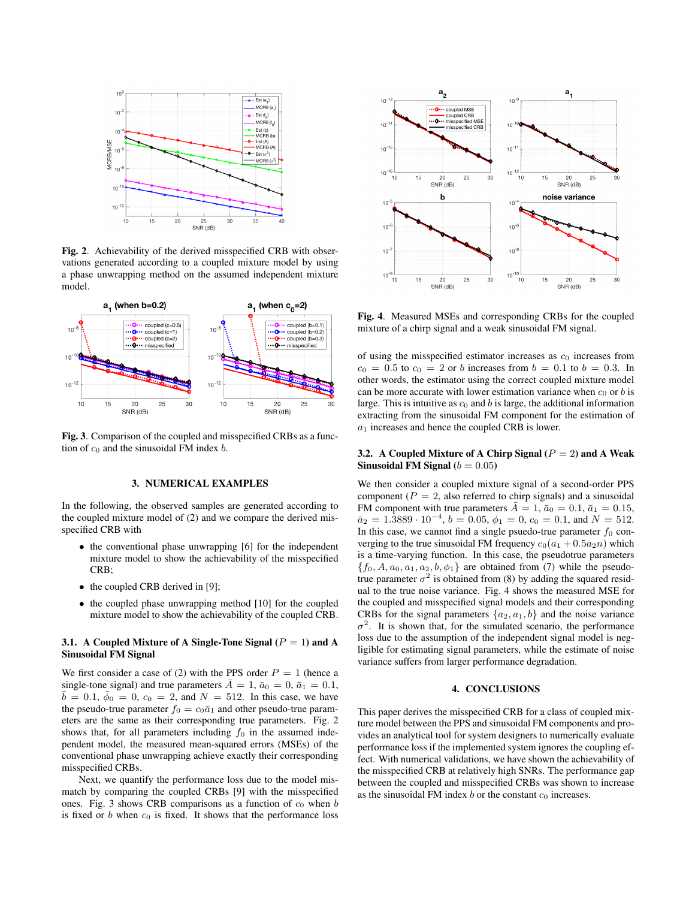**Fig. 2**. Achievability of the derived misspecified CRB with observations generated according to a coupled mixture model by using a phase unwrapping method on the assumed independent mixture model.

**Fig. 3**. Comparison of the coupled and misspecified CRBs as a function of $c_0$ and the sinusoidal FM index $b$.

## 3. NUMERICAL EXAMPLES

In the following, the observed samples are generated according to the coupled mixture model of (2) and we compare the derived misspecified CRB with

- the conventional phase unwrapping [6] for the independent mixture model to show the achievability of the misspecified CRB;
- the coupled CRB derived in [9];
- the coupled phase unwrapping method [10] for the coupled mixture model to show the achievability of the coupled CRB.

### 3.1. A Coupled Mixture of A Single-Tone Signal ($P = 1$) and A Sinusoidal FM Signal

We first consider a case of (2) with the PPS order $P = 1$ (hence a single-tone signal) and true parameters $\bar{A} = 1$, $\bar{a}_0 = 0$, $\bar{a}_1 = 0.1$, $\bar{b} = 0.1$, $\bar{\phi}_0 = 0$, $c_0 = 2$, and $N = 512$. In this case, we have the pseudo-true parameter $f_0 = c_0\bar{a}_1$ and other pseudo-true parameters are the same as their corresponding true parameters. Fig. 2 shows that, for all parameters including $f_0$ in the assumed independent model, the measured mean-squared errors (MSEs) of the conventional phase unwrapping achieve exactly their corresponding misspecified CRBs.

Next, we quantify the performance loss due to the model mismatch by comparing the coupled CRBs [9] with the misspecified ones. Fig. 3 shows CRB comparisons as a function of $c_0$ when $b$ is fixed or $b$ when $c_0$ is fixed. It shows that the performance loss of using the misspecified estimator increases as $c_0$ increases from $c_0 = 0.5$ to $c_0 = 2$ or $b$ increases from $b = 0.1$ to $b = 0.3$. In other words, the estimator using the correct coupled mixture model can be more accurate with lower estimation variance when $c_0$ or $b$ is large. This is intuitive as $c_0$ and $b$ is large, the additional information extracting from the sinusoidal FM component for the estimation of $a_1$ increases and hence the coupled CRB is lower.

**Fig. 4**. Measured MSEs and corresponding CRBs for the coupled mixture of a chirp signal and a weak sinusoidal FM signal.

### 3.2. A Coupled Mixture of A Chirp Signal ($P = 2$) and A Weak Sinusoidal FM Signal ($b = 0.05$)

We then consider a coupled mixture signal of a second-order PPS component ($P = 2$, also referred to chirp signals) and a sinusoidal FM component with true parameters $\bar{A} = 1$, $\bar{a}_0 = 0.1$, $\bar{a}_1 = 0.15$, $\bar{a}_2 = 1.3889 \cdot 10^{-4}$, $b = 0.05$, $\phi_1 = 0$, $c_0 = 0.1$, and $N = 512$. In this case, we cannot find a single psuedo-true parameter $f_0$ converging to the true sinusoidal FM frequency $c_0(a_1 + 0.5a_2n)$ which is a time-varying function. In this case, the pseudotrue parameters $\{f_0, A, a_0, a_1, a_2, b, \phi_1\}$ are obtained from (7) while the pseudo-true parameter $\sigma^2$ is obtained from (8) by adding the squared residual to the true noise variance. Fig. 4 shows the measured MSE for the coupled and misspecified signal models and their corresponding CRBs for the signal parameters $\{a_2, a_1, b\}$ and the noise variance $\sigma^2$. It is shown that, for the simulated scenario, the performance loss due to the assumption of the independent signal model is negligible for estimating signal parameters, while the estimate of noise variance suffers from larger performance degradation.

## 4. CONCLUSIONS

This paper derives the misspecified CRB for a class of coupled mixture model between the PPS and sinusoidal FM components and provides an analytical tool for system designers to numerically evaluate performance loss if the implemented system ignores the coupling effect. With numerical validations, we have shown the achievability of the misspecified CRB at relatively high SNRs. The performance gap between the coupled and misspecified CRBs was shown to increase as the sinusoidal FM index $b$ or the constant $c_0$ increases.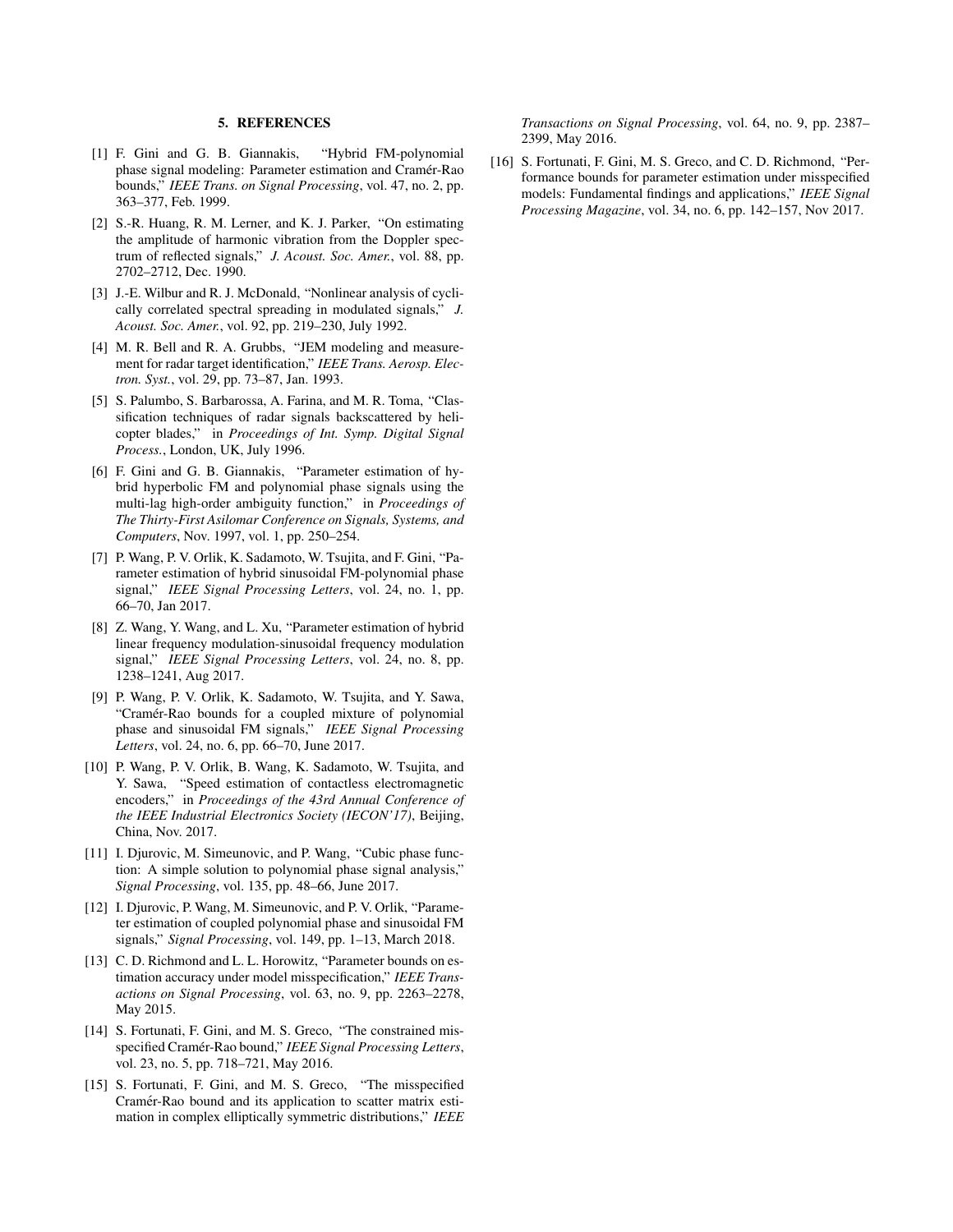## 5. REFERENCES

[1] F. Gini and G. B. Giannakis, "Hybrid FM-polynomial phase signal modeling: Parameter estimation and Cramér-Rao bounds," *IEEE Trans. on Signal Processing*, vol. 47, no. 2, pp. 363–377, Feb. 1999.

[2] S.-R. Huang, R. M. Lerner, and K. J. Parker, "On estimating the amplitude of harmonic vibration from the Doppler spectrum of reflected signals," *J. Acoust. Soc. Amer.*, vol. 88, pp. 2702–2712, Dec. 1990.

[3] J.-E. Wilbur and R. J. McDonald, "Nonlinear analysis of cyclically correlated spectral spreading in modulated signals," *J. Acoust. Soc. Amer.*, vol. 92, pp. 219–230, July 1992.

[4] M. R. Bell and R. A. Grubbs, "JEM modeling and measurement for radar target identification," *IEEE Trans. Aerosp. Electron. Syst.*, vol. 29, pp. 73–87, Jan. 1993.

[5] S. Palumbo, S. Barbarossa, A. Farina, and M. R. Toma, "Classification techniques of radar signals backscattered by helicopter blades," in *Proceedings of Int. Symp. Digital Signal Process.*, London, UK, July 1996.

[6] F. Gini and G. B. Giannakis, "Parameter estimation of hybrid hyperbolic FM and polynomial phase signals using the multi-lag high-order ambiguity function," in *Proceedings of The Thirty-First Asilomar Conference on Signals, Systems, and Computers*, Nov. 1997, vol. 1, pp. 250–254.

[7] P. Wang, P. V. Orlik, K. Sadamoto, W. Tsujita, and F. Gini, "Parameter estimation of hybrid sinusoidal FM-polynomial phase signal," *IEEE Signal Processing Letters*, vol. 24, no. 1, pp. 66–70, Jan 2017.

[8] Z. Wang, Y. Wang, and L. Xu, "Parameter estimation of hybrid linear frequency modulation-sinusoidal frequency modulation signal," *IEEE Signal Processing Letters*, vol. 24, no. 8, pp. 1238–1241, Aug 2017.

[9] P. Wang, P. V. Orlik, K. Sadamoto, W. Tsujita, and Y. Sawa, "Cramér-Rao bounds for a coupled mixture of polynomial phase and sinusoidal FM signals," *IEEE Signal Processing Letters*, vol. 24, no. 6, pp. 66–70, June 2017.

[10] P. Wang, P. V. Orlik, B. Wang, K. Sadamoto, W. Tsujita, and Y. Sawa, "Speed estimation of contactless electromagnetic encoders," in *Proceedings of the 43rd Annual Conference of the IEEE Industrial Electronics Society (IECON'17)*, Beijing, China, Nov. 2017.

[11] I. Djurovic, M. Simeunovic, and P. Wang, "Cubic phase function: A simple solution to polynomial phase signal analysis," *Signal Processing*, vol. 135, pp. 48–66, June 2017.

[12] I. Djurovic, P. Wang, M. Simeunovic, and P. V. Orlik, "Parameter estimation of coupled polynomial phase and sinusoidal FM signals," *Signal Processing*, vol. 149, pp. 1–13, March 2018.

[13] C. D. Richmond and L. L. Horowitz, "Parameter bounds on estimation accuracy under model misspecification," *IEEE Transactions on Signal Processing*, vol. 63, no. 9, pp. 2263–2278, May 2015.

[14] S. Fortunati, F. Gini, and M. S. Greco, "The constrained misspecified Cramér-Rao bound," *IEEE Signal Processing Letters*, vol. 23, no. 5, pp. 718–721, May 2016.

[15] S. Fortunati, F. Gini, and M. S. Greco, "The misspecified Cramér-Rao bound and its application to scatter matrix estimation in complex elliptically symmetric distributions," *IEEE Transactions on Signal Processing*, vol. 64, no. 9, pp. 2387–2399, May 2016.

[16] S. Fortunati, F. Gini, M. S. Greco, and C. D. Richmond, "Performance bounds for parameter estimation under misspecified models: Fundamental findings and applications," *IEEE Signal Processing Magazine*, vol. 34, no. 6, pp. 142–157, Nov 2017.